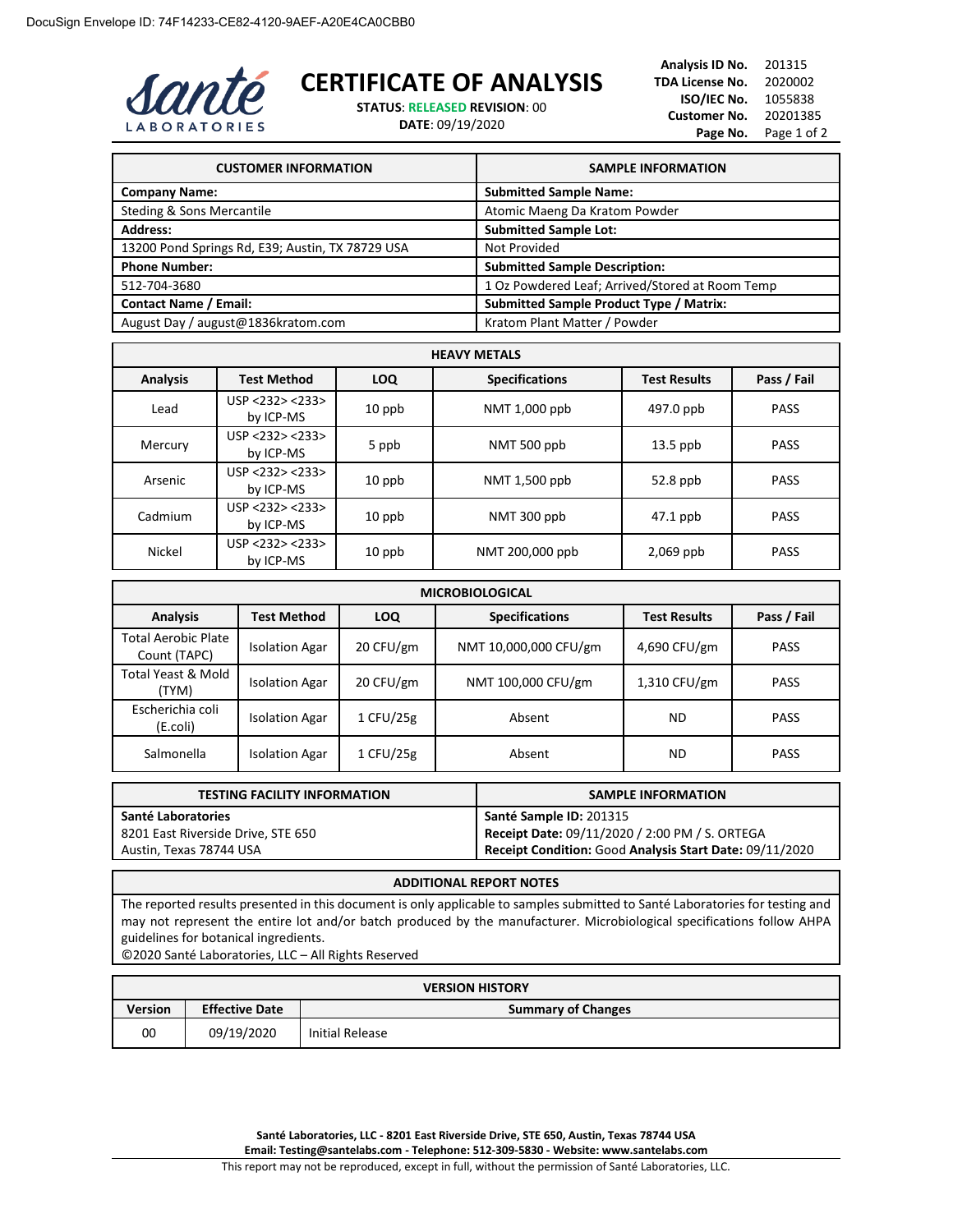DocuSign Envelope ID: 74F14233-CE82-4120-9AEF-A20E4CA0CBB0

Santé LABORATORIES

# CERTIFICATE OF ANALYSIS

**STATUS**: RELEASED **REVISION**: 00
**DATE**: 09/19/2020

**Analysis ID No.** 201315
**TDA License No.** 2020002
**ISO/IEC No.** 1055838
**Customer No.** 20201385
**Page No.** Page 1 of 2

| CUSTOMER INFORMATION | SAMPLE INFORMATION |
|---|---|
| **Company Name:** | **Submitted Sample Name:** |
| Steding & Sons Mercantile | Atomic Maeng Da Kratom Powder |
| **Address:** | **Submitted Sample Lot:** |
| 13200 Pond Springs Rd, E39; Austin, TX 78729 USA | Not Provided |
| **Phone Number:** | **Submitted Sample Description:** |
| 512-704-3680 | 1 Oz Powdered Leaf; Arrived/Stored at Room Temp |
| **Contact Name / Email:** | **Submitted Sample Product Type / Matrix:** |
| August Day / august@1836kratom.com | Kratom Plant Matter / Powder |

**HEAVY METALS**

| Analysis | Test Method | LOQ | Specifications | Test Results | Pass / Fail |
|---|---|---|---|---|---|
| Lead | USP <232> <233> by ICP-MS | 10 ppb | NMT 1,000 ppb | 497.0 ppb | PASS |
| Mercury | USP <232> <233> by ICP-MS | 5 ppb | NMT 500 ppb | 13.5 ppb | PASS |
| Arsenic | USP <232> <233> by ICP-MS | 10 ppb | NMT 1,500 ppb | 52.8 ppb | PASS |
| Cadmium | USP <232> <233> by ICP-MS | 10 ppb | NMT 300 ppb | 47.1 ppb | PASS |
| Nickel | USP <232> <233> by ICP-MS | 10 ppb | NMT 200,000 ppb | 2,069 ppb | PASS |

**MICROBIOLOGICAL**

| Analysis | Test Method | LOQ | Specifications | Test Results | Pass / Fail |
|---|---|---|---|---|---|
| Total Aerobic Plate Count (TAPC) | Isolation Agar | 20 CFU/gm | NMT 10,000,000 CFU/gm | 4,690 CFU/gm | PASS |
| Total Yeast & Mold (TYM) | Isolation Agar | 20 CFU/gm | NMT 100,000 CFU/gm | 1,310 CFU/gm | PASS |
| Escherichia coli (E.coli) | Isolation Agar | 1 CFU/25g | Absent | ND | PASS |
| Salmonella | Isolation Agar | 1 CFU/25g | Absent | ND | PASS |

| TESTING FACILITY INFORMATION | SAMPLE INFORMATION |
|---|---|
| **Santé Laboratories**<br>8201 East Riverside Drive, STE 650<br>Austin, Texas 78744 USA | **Santé Sample ID:** 201315<br>**Receipt Date:** 09/11/2020 / 2:00 PM / S. ORTEGA<br>**Receipt Condition:** Good **Analysis Start Date:** 09/11/2020 |

**ADDITIONAL REPORT NOTES**

The reported results presented in this document is only applicable to samples submitted to Santé Laboratories for testing and may not represent the entire lot and/or batch produced by the manufacturer. Microbiological specifications follow AHPA guidelines for botanical ingredients.
©2020 Santé Laboratories, LLC – All Rights Reserved

**VERSION HISTORY**

| Version | Effective Date | Summary of Changes |
|---|---|---|
| 00 | 09/19/2020 | Initial Release |

**Santé Laboratories, LLC - 8201 East Riverside Drive, STE 650, Austin, Texas 78744 USA**
**Email: Testing@santelabs.com - Telephone: 512-309-5830 - Website: www.santelabs.com**
This report may not be reproduced, except in full, without the permission of Santé Laboratories, LLC.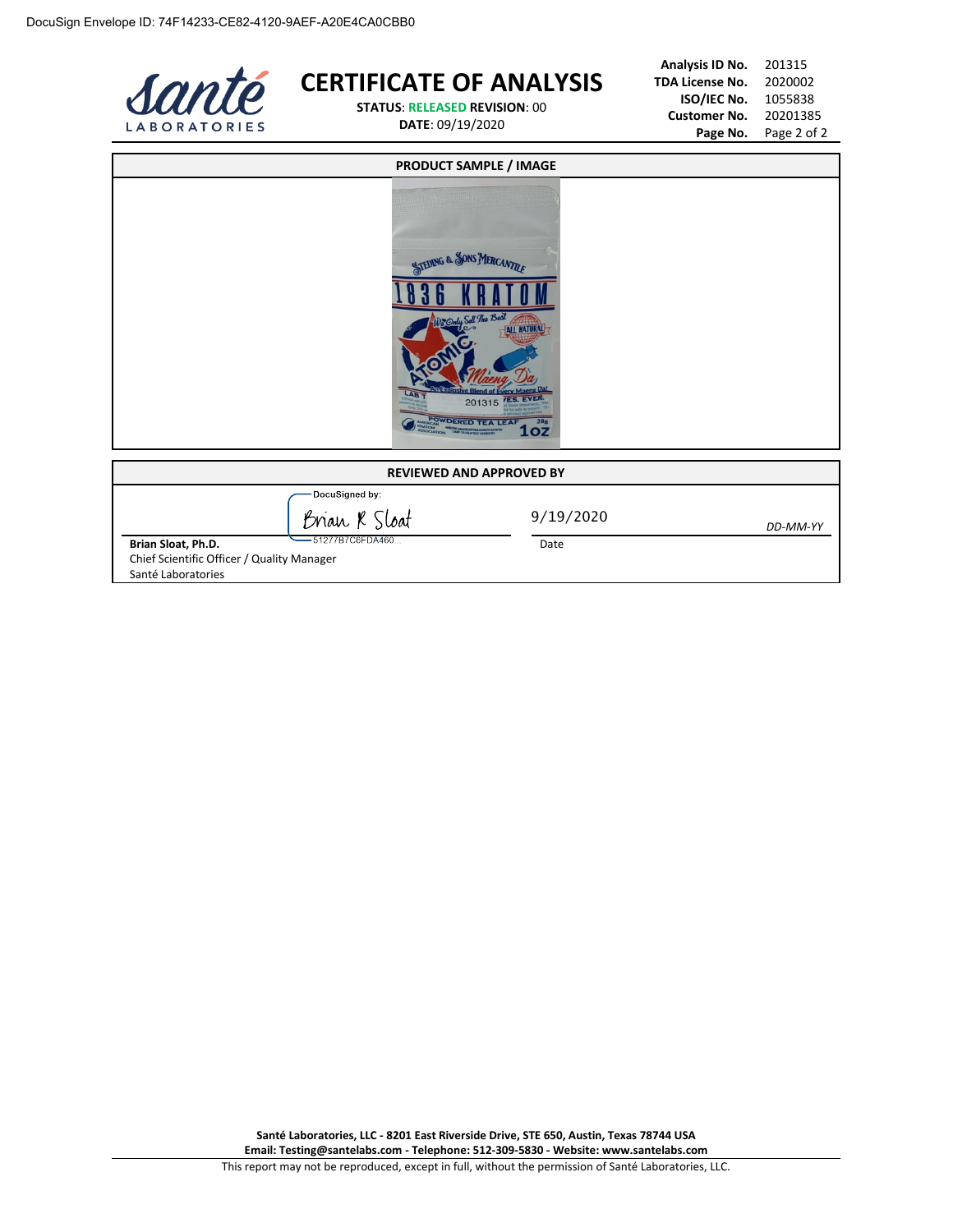DocuSign Envelope ID: 74F14233-CE82-4120-9AEF-A20E4CA0CBB0

Santé LABORATORIES

# CERTIFICATE OF ANALYSIS

**STATUS**: RELEASED **REVISION**: 00
**DATE**: 09/19/2020

| | |
|---|---|
| **Analysis ID No.** | 201315 |
| **TDA License No.** | 2020002 |
| **ISO/IEC No.** | 1055838 |
| **Customer No.** | 20201385 |
| **Page No.** | Page 2 of 2 |

## PRODUCT SAMPLE / IMAGE

## REVIEWED AND APPROVED BY

DocuSigned by:
Brian R Sloat
51277B7C6FDA460...

9/19/2020

*DD-MM-YY*

**Brian Sloat, Ph.D.**
Chief Scientific Officer / Quality Manager
Santé Laboratories

Date

**Santé Laboratories, LLC - 8201 East Riverside Drive, STE 650, Austin, Texas 78744 USA**
**Email: Testing@santelabs.com - Telephone: 512-309-5830 - Website: www.santelabs.com**

This report may not be reproduced, except in full, without the permission of Santé Laboratories, LLC.